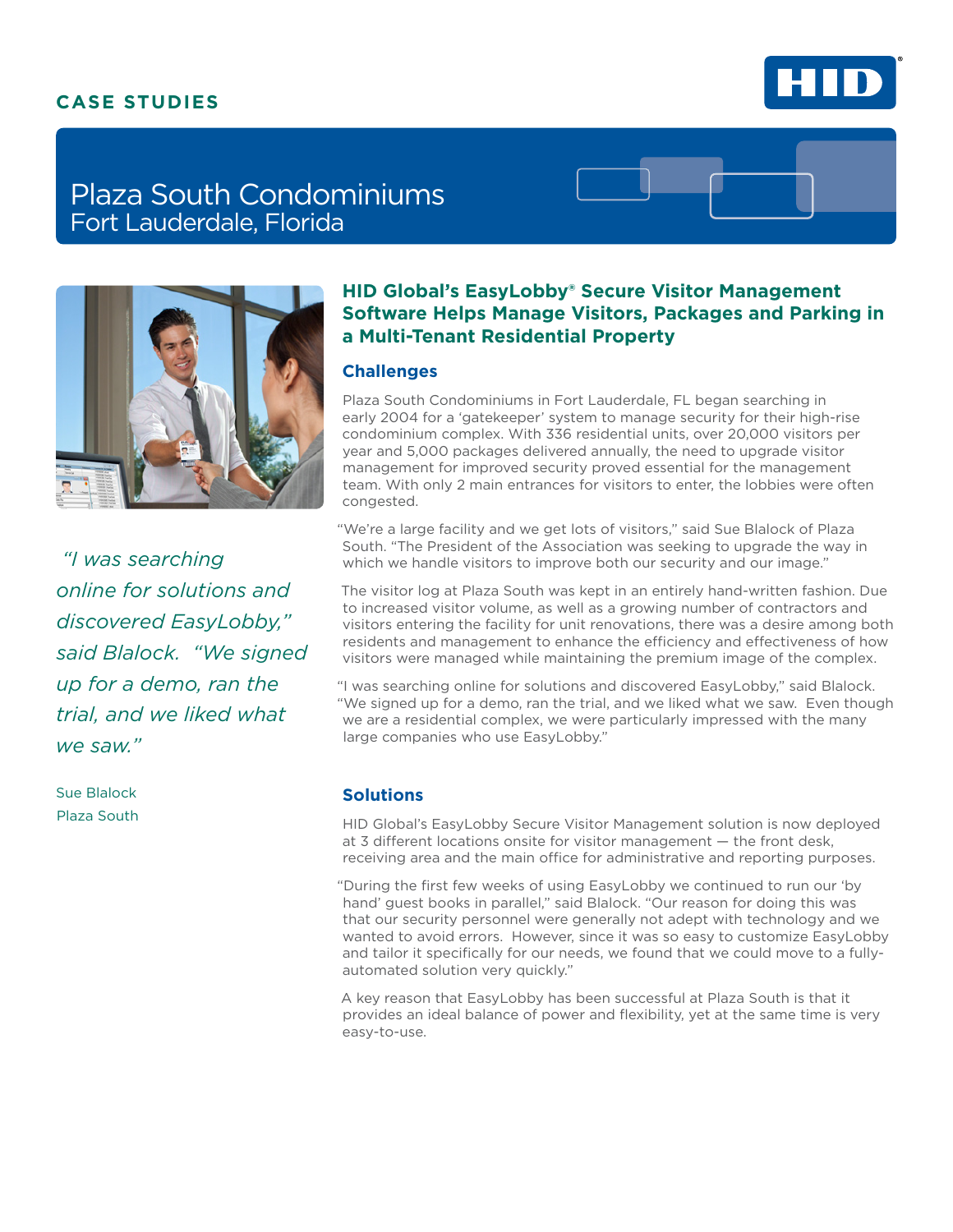CASE STUDIES

# Plaza South Condominiums
Fort Lauderdale, Florida

## HID Global's EasyLobby® Secure Visitor Management Software Helps Manage Visitors, Packages and Parking in a Multi-Tenant Residential Property

### Challenges

Plaza South Condominiums in Fort Lauderdale, FL began searching in early 2004 for a 'gatekeeper' system to manage security for their high-rise condominium complex. With 336 residential units, over 20,000 visitors per year and 5,000 packages delivered annually, the need to upgrade visitor management for improved security proved essential for the management team. With only 2 main entrances for visitors to enter, the lobbies were often congested.

"We're a large facility and we get lots of visitors," said Sue Blalock of Plaza South. "The President of the Association was seeking to upgrade the way in which we handle visitors to improve both our security and our image."

The visitor log at Plaza South was kept in an entirely hand-written fashion. Due to increased visitor volume, as well as a growing number of contractors and visitors entering the facility for unit renovations, there was a desire among both residents and management to enhance the efficiency and effectiveness of how visitors were managed while maintaining the premium image of the complex.

"I was searching online for solutions and discovered EasyLobby," said Blalock. "We signed up for a demo, ran the trial, and we liked what we saw. Even though we are a residential complex, we were particularly impressed with the many large companies who use EasyLobby."

*"I was searching online for solutions and discovered EasyLobby," said Blalock. "We signed up for a demo, ran the trial, and we liked what we saw."*

Sue Blalock
Plaza South

### Solutions

HID Global's EasyLobby Secure Visitor Management solution is now deployed at 3 different locations onsite for visitor management — the front desk, receiving area and the main office for administrative and reporting purposes.

"During the first few weeks of using EasyLobby we continued to run our 'by hand' guest books in parallel," said Blalock. "Our reason for doing this was that our security personnel were generally not adept with technology and we wanted to avoid errors. However, since it was so easy to customize EasyLobby and tailor it specifically for our needs, we found that we could move to a fully-automated solution very quickly."

A key reason that EasyLobby has been successful at Plaza South is that it provides an ideal balance of power and flexibility, yet at the same time is very easy-to-use.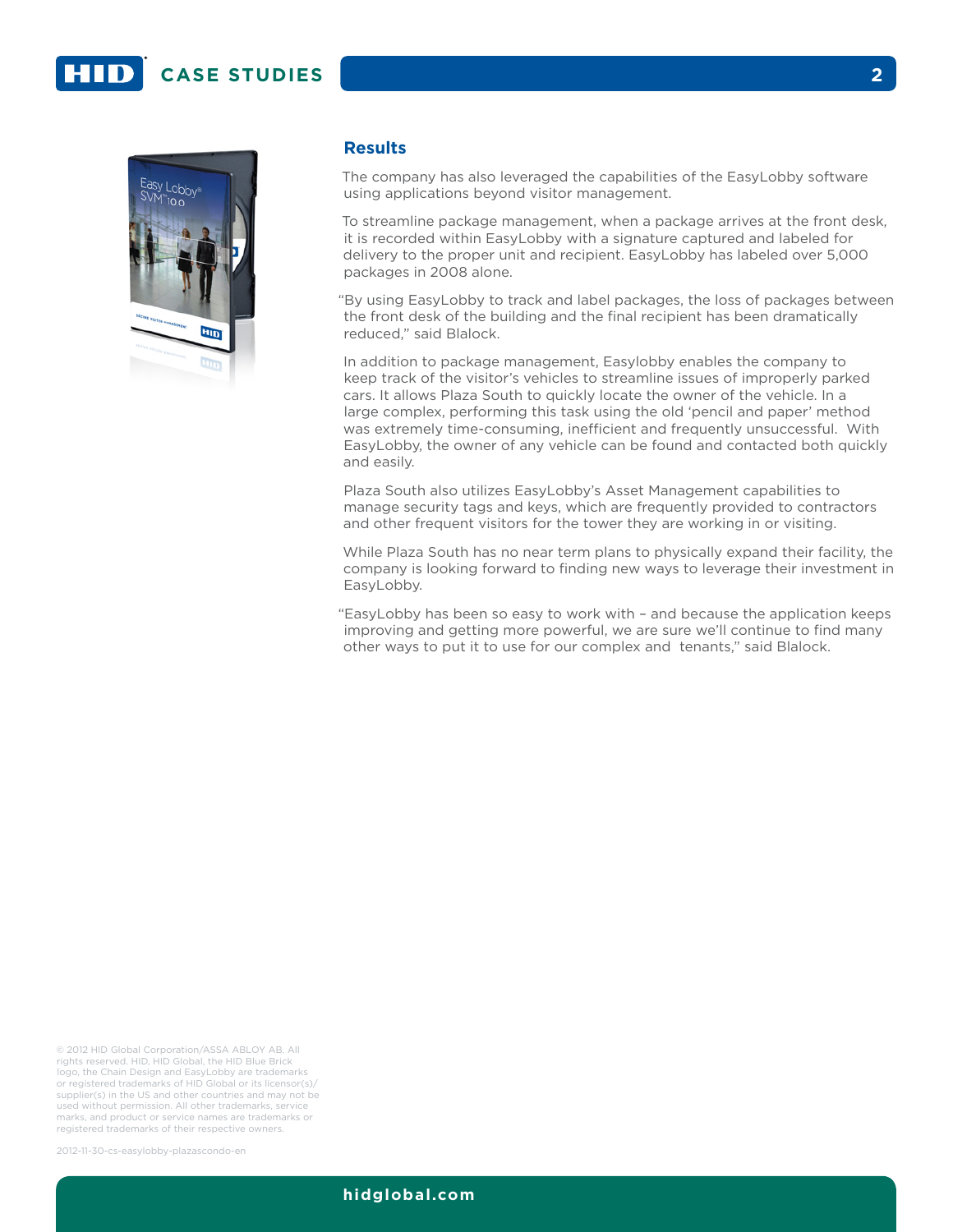## Results

The company has also leveraged the capabilities of the EasyLobby software using applications beyond visitor management.

To streamline package management, when a package arrives at the front desk, it is recorded within EasyLobby with a signature captured and labeled for delivery to the proper unit and recipient. EasyLobby has labeled over 5,000 packages in 2008 alone.

"By using EasyLobby to track and label packages, the loss of packages between the front desk of the building and the final recipient has been dramatically reduced," said Blalock.

In addition to package management, Easylobby enables the company to keep track of the visitor's vehicles to streamline issues of improperly parked cars. It allows Plaza South to quickly locate the owner of the vehicle. In a large complex, performing this task using the old 'pencil and paper' method was extremely time-consuming, inefficient and frequently unsuccessful. With EasyLobby, the owner of any vehicle can be found and contacted both quickly and easily.

Plaza South also utilizes EasyLobby's Asset Management capabilities to manage security tags and keys, which are frequently provided to contractors and other frequent visitors for the tower they are working in or visiting.

While Plaza South has no near term plans to physically expand their facility, the company is looking forward to finding new ways to leverage their investment in EasyLobby.

"EasyLobby has been so easy to work with – and because the application keeps improving and getting more powerful, we are sure we'll continue to find many other ways to put it to use for our complex and tenants," said Blalock.

© 2012 HID Global Corporation/ASSA ABLOY AB. All rights reserved. HID, HID Global, the HID Blue Brick logo, the Chain Design and EasyLobby are trademarks or registered trademarks of HID Global or its licensor(s)/supplier(s) in the US and other countries and may not be used without permission. All other trademarks, service marks, and product or service names are trademarks or registered trademarks of their respective owners.

2012-11-30-cs-easylobby-plazascondo-en

hidglobal.com